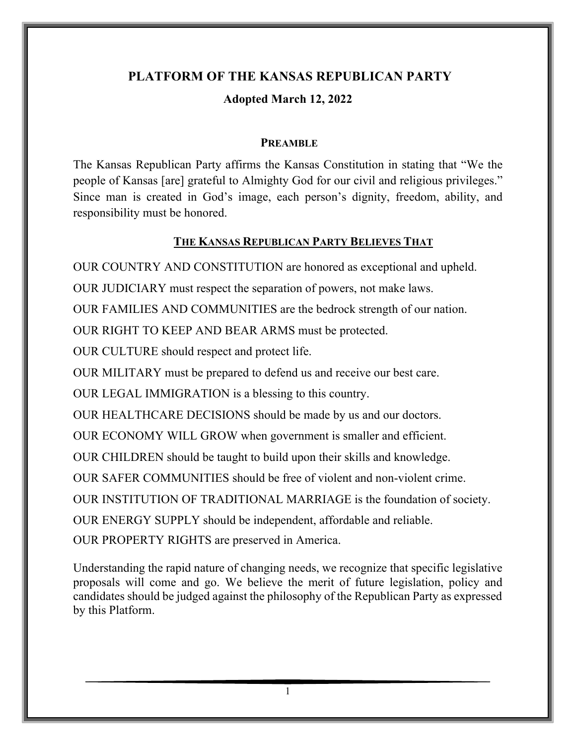# PLATFORM OF THE KANSAS REPUBLICAN PARTY

### Adopted March 12, 2022

## PREAMBLE

The Kansas Republican Party affirms the Kansas Constitution in stating that "We the people of Kansas [are] grateful to Almighty God for our civil and religious privileges." Since man is created in God's image, each person's dignity, freedom, ability, and responsibility must be honored.

## THE KANSAS REPUBLICAN PARTY BELIEVES THAT

OUR COUNTRY AND CONSTITUTION are honored as exceptional and upheld.

OUR JUDICIARY must respect the separation of powers, not make laws.

OUR FAMILIES AND COMMUNITIES are the bedrock strength of our nation.

OUR RIGHT TO KEEP AND BEAR ARMS must be protected.

OUR CULTURE should respect and protect life.

OUR MILITARY must be prepared to defend us and receive our best care.

OUR LEGAL IMMIGRATION is a blessing to this country.

OUR HEALTHCARE DECISIONS should be made by us and our doctors.

OUR ECONOMY WILL GROW when government is smaller and efficient.

OUR CHILDREN should be taught to build upon their skills and knowledge.

OUR SAFER COMMUNITIES should be free of violent and non-violent crime.

OUR INSTITUTION OF TRADITIONAL MARRIAGE is the foundation of society.

OUR ENERGY SUPPLY should be independent, affordable and reliable.

OUR PROPERTY RIGHTS are preserved in America.

Understanding the rapid nature of changing needs, we recognize that specific legislative proposals will come and go. We believe the merit of future legislation, policy and candidates should be judged against the philosophy of the Republican Party as expressed by this Platform.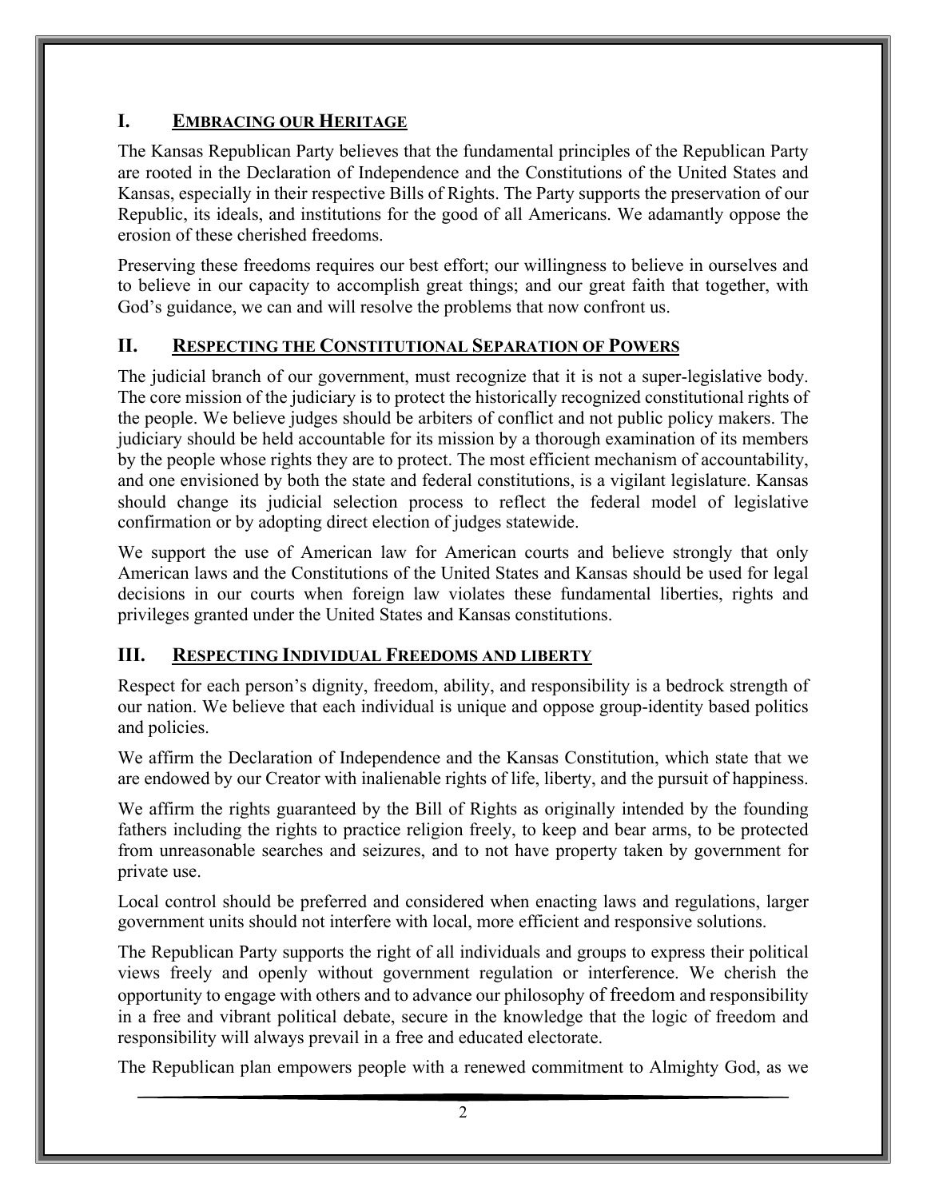## I. EMBRACING OUR HERITAGE

The Kansas Republican Party believes that the fundamental principles of the Republican Party are rooted in the Declaration of Independence and the Constitutions of the United States and Kansas, especially in their respective Bills of Rights. The Party supports the preservation of our Republic, its ideals, and institutions for the good of all Americans. We adamantly oppose the erosion of these cherished freedoms.

Preserving these freedoms requires our best effort; our willingness to believe in ourselves and to believe in our capacity to accomplish great things; and our great faith that together, with God's guidance, we can and will resolve the problems that now confront us.

## II. RESPECTING THE CONSTITUTIONAL SEPARATION OF POWERS

The judicial branch of our government, must recognize that it is not a super-legislative body. The core mission of the judiciary is to protect the historically recognized constitutional rights of the people. We believe judges should be arbiters of conflict and not public policy makers. The judiciary should be held accountable for its mission by a thorough examination of its members by the people whose rights they are to protect. The most efficient mechanism of accountability, and one envisioned by both the state and federal constitutions, is a vigilant legislature. Kansas should change its judicial selection process to reflect the federal model of legislative confirmation or by adopting direct election of judges statewide.

We support the use of American law for American courts and believe strongly that only American laws and the Constitutions of the United States and Kansas should be used for legal decisions in our courts when foreign law violates these fundamental liberties, rights and privileges granted under the United States and Kansas constitutions.

## III. RESPECTING INDIVIDUAL FREEDOMS AND LIBERTY

Respect for each person's dignity, freedom, ability, and responsibility is a bedrock strength of our nation. We believe that each individual is unique and oppose group-identity based politics and policies.

We affirm the Declaration of Independence and the Kansas Constitution, which state that we are endowed by our Creator with inalienable rights of life, liberty, and the pursuit of happiness.

We affirm the rights guaranteed by the Bill of Rights as originally intended by the founding fathers including the rights to practice religion freely, to keep and bear arms, to be protected from unreasonable searches and seizures, and to not have property taken by government for private use.

Local control should be preferred and considered when enacting laws and regulations, larger government units should not interfere with local, more efficient and responsive solutions.

The Republican Party supports the right of all individuals and groups to express their political views freely and openly without government regulation or interference. We cherish the opportunity to engage with others and to advance our philosophy of freedom and responsibility in a free and vibrant political debate, secure in the knowledge that the logic of freedom and responsibility will always prevail in a free and educated electorate.

The Republican plan empowers people with a renewed commitment to Almighty God, as we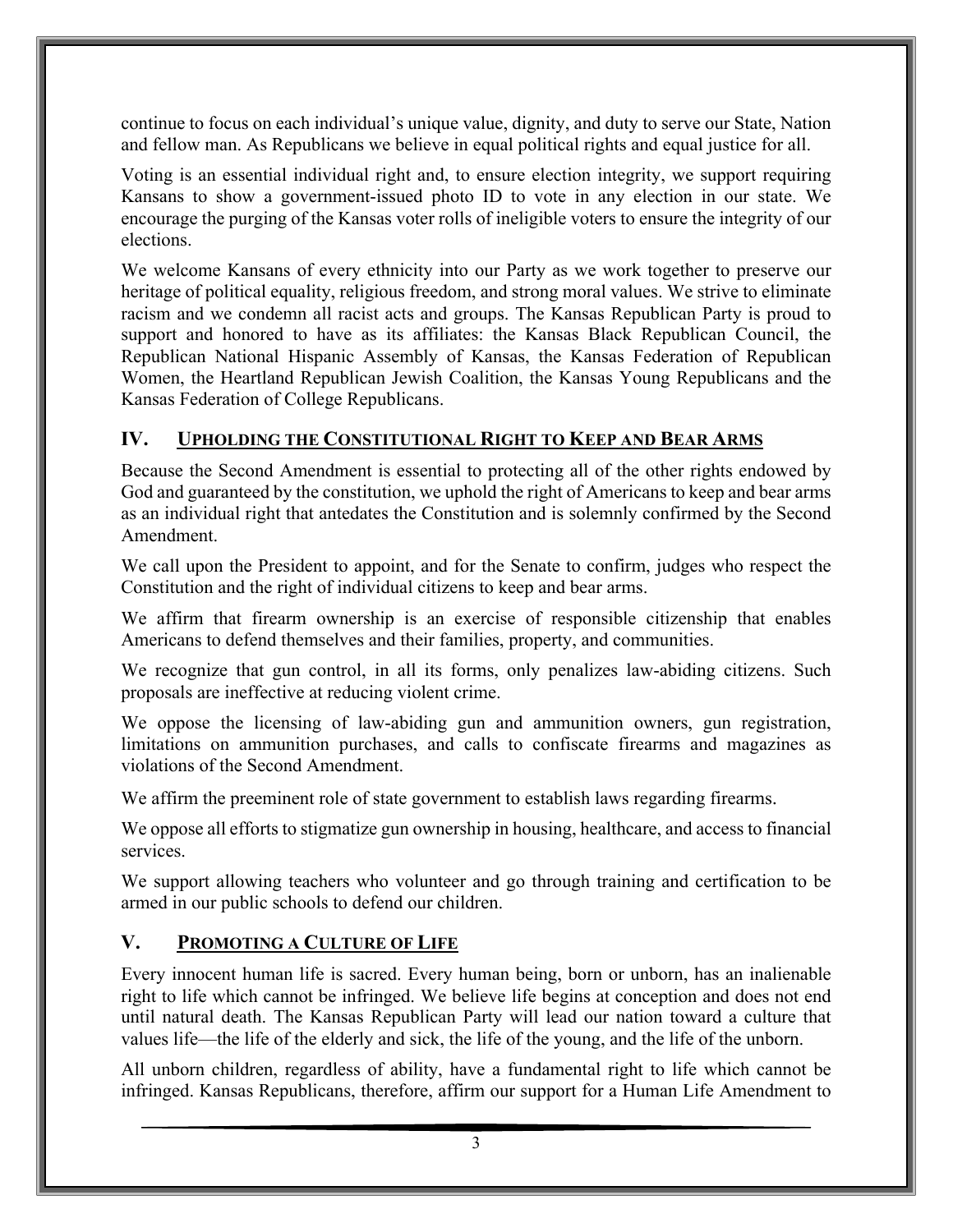continue to focus on each individual's unique value, dignity, and duty to serve our State, Nation and fellow man. As Republicans we believe in equal political rights and equal justice for all.

Voting is an essential individual right and, to ensure election integrity, we support requiring Kansans to show a government-issued photo ID to vote in any election in our state. We encourage the purging of the Kansas voter rolls of ineligible voters to ensure the integrity of our elections.

We welcome Kansans of every ethnicity into our Party as we work together to preserve our heritage of political equality, religious freedom, and strong moral values. We strive to eliminate racism and we condemn all racist acts and groups. The Kansas Republican Party is proud to support and honored to have as its affiliates: the Kansas Black Republican Council, the Republican National Hispanic Assembly of Kansas, the Kansas Federation of Republican Women, the Heartland Republican Jewish Coalition, the Kansas Young Republicans and the Kansas Federation of College Republicans.

## IV. Upholding the Constitutional Right to Keep and Bear Arms

Because the Second Amendment is essential to protecting all of the other rights endowed by God and guaranteed by the constitution, we uphold the right of Americans to keep and bear arms as an individual right that antedates the Constitution and is solemnly confirmed by the Second Amendment.

We call upon the President to appoint, and for the Senate to confirm, judges who respect the Constitution and the right of individual citizens to keep and bear arms.

We affirm that firearm ownership is an exercise of responsible citizenship that enables Americans to defend themselves and their families, property, and communities.

We recognize that gun control, in all its forms, only penalizes law-abiding citizens. Such proposals are ineffective at reducing violent crime.

We oppose the licensing of law-abiding gun and ammunition owners, gun registration, limitations on ammunition purchases, and calls to confiscate firearms and magazines as violations of the Second Amendment.

We affirm the preeminent role of state government to establish laws regarding firearms.

We oppose all efforts to stigmatize gun ownership in housing, healthcare, and access to financial services.

We support allowing teachers who volunteer and go through training and certification to be armed in our public schools to defend our children.

## V. Promoting a Culture of Life

Every innocent human life is sacred. Every human being, born or unborn, has an inalienable right to life which cannot be infringed. We believe life begins at conception and does not end until natural death. The Kansas Republican Party will lead our nation toward a culture that values life—the life of the elderly and sick, the life of the young, and the life of the unborn.

All unborn children, regardless of ability, have a fundamental right to life which cannot be infringed. Kansas Republicans, therefore, affirm our support for a Human Life Amendment to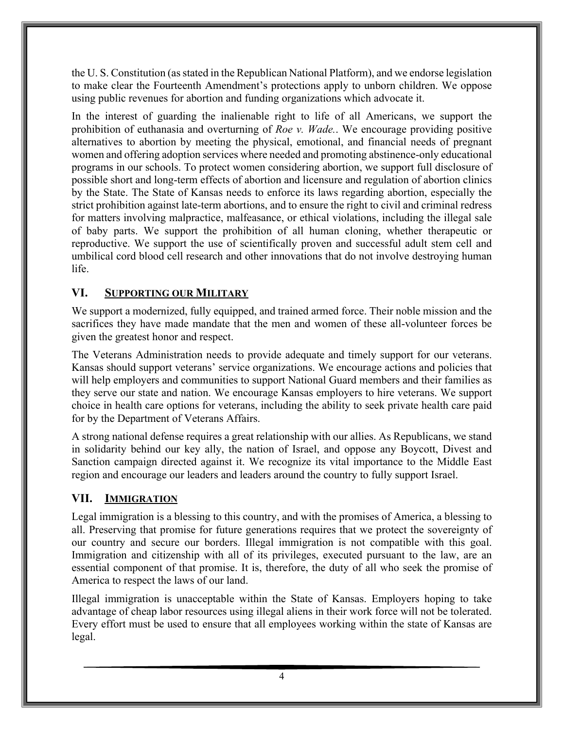the U. S. Constitution (as stated in the Republican National Platform), and we endorse legislation to make clear the Fourteenth Amendment's protections apply to unborn children. We oppose using public revenues for abortion and funding organizations which advocate it.

In the interest of guarding the inalienable right to life of all Americans, we support the prohibition of euthanasia and overturning of *Roe v. Wade.*. We encourage providing positive alternatives to abortion by meeting the physical, emotional, and financial needs of pregnant women and offering adoption services where needed and promoting abstinence-only educational programs in our schools. To protect women considering abortion, we support full disclosure of possible short and long-term effects of abortion and licensure and regulation of abortion clinics by the State. The State of Kansas needs to enforce its laws regarding abortion, especially the strict prohibition against late-term abortions, and to ensure the right to civil and criminal redress for matters involving malpractice, malfeasance, or ethical violations, including the illegal sale of baby parts. We support the prohibition of all human cloning, whether therapeutic or reproductive. We support the use of scientifically proven and successful adult stem cell and umbilical cord blood cell research and other innovations that do not involve destroying human life.

## VI. <u>SUPPORTING OUR MILITARY</u>

We support a modernized, fully equipped, and trained armed force. Their noble mission and the sacrifices they have made mandate that the men and women of these all-volunteer forces be given the greatest honor and respect.

The Veterans Administration needs to provide adequate and timely support for our veterans. Kansas should support veterans' service organizations. We encourage actions and policies that will help employers and communities to support National Guard members and their families as they serve our state and nation. We encourage Kansas employers to hire veterans. We support choice in health care options for veterans, including the ability to seek private health care paid for by the Department of Veterans Affairs.

A strong national defense requires a great relationship with our allies. As Republicans, we stand in solidarity behind our key ally, the nation of Israel, and oppose any Boycott, Divest and Sanction campaign directed against it. We recognize its vital importance to the Middle East region and encourage our leaders and leaders around the country to fully support Israel.

## VII. <u>IMMIGRATION</u>

Legal immigration is a blessing to this country, and with the promises of America, a blessing to all. Preserving that promise for future generations requires that we protect the sovereignty of our country and secure our borders. Illegal immigration is not compatible with this goal. Immigration and citizenship with all of its privileges, executed pursuant to the law, are an essential component of that promise. It is, therefore, the duty of all who seek the promise of America to respect the laws of our land.

Illegal immigration is unacceptable within the State of Kansas. Employers hoping to take advantage of cheap labor resources using illegal aliens in their work force will not be tolerated. Every effort must be used to ensure that all employees working within the state of Kansas are legal.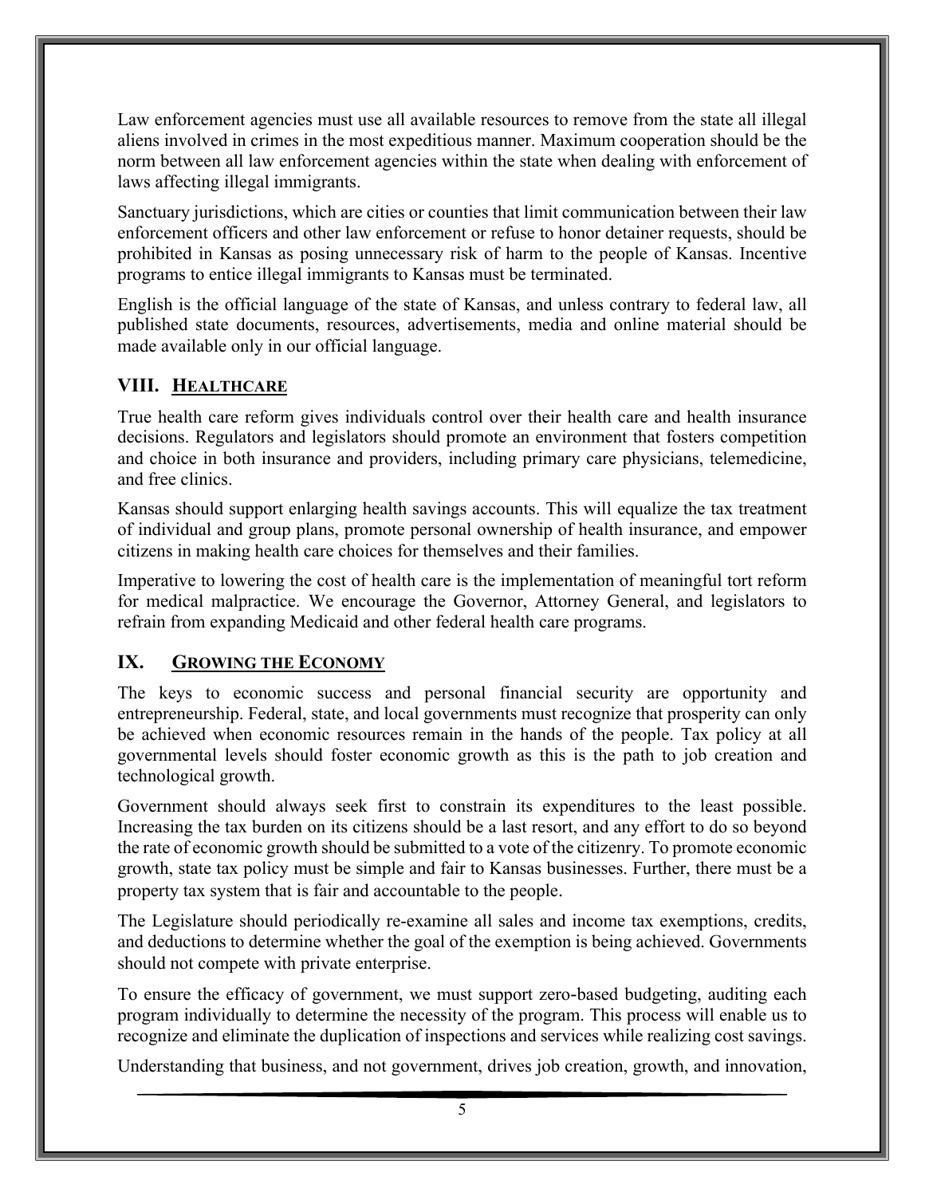Law enforcement agencies must use all available resources to remove from the state all illegal aliens involved in crimes in the most expeditious manner. Maximum cooperation should be the norm between all law enforcement agencies within the state when dealing with enforcement of laws affecting illegal immigrants.

Sanctuary jurisdictions, which are cities or counties that limit communication between their law enforcement officers and other law enforcement or refuse to honor detainer requests, should be prohibited in Kansas as posing unnecessary risk of harm to the people of Kansas. Incentive programs to entice illegal immigrants to Kansas must be terminated.

English is the official language of the state of Kansas, and unless contrary to federal law, all published state documents, resources, advertisements, media and online material should be made available only in our official language.

## VIII. HEALTHCARE

True health care reform gives individuals control over their health care and health insurance decisions. Regulators and legislators should promote an environment that fosters competition and choice in both insurance and providers, including primary care physicians, telemedicine, and free clinics.

Kansas should support enlarging health savings accounts. This will equalize the tax treatment of individual and group plans, promote personal ownership of health insurance, and empower citizens in making health care choices for themselves and their families.

Imperative to lowering the cost of health care is the implementation of meaningful tort reform for medical malpractice. We encourage the Governor, Attorney General, and legislators to refrain from expanding Medicaid and other federal health care programs.

## IX. GROWING THE ECONOMY

The keys to economic success and personal financial security are opportunity and entrepreneurship. Federal, state, and local governments must recognize that prosperity can only be achieved when economic resources remain in the hands of the people. Tax policy at all governmental levels should foster economic growth as this is the path to job creation and technological growth.

Government should always seek first to constrain its expenditures to the least possible. Increasing the tax burden on its citizens should be a last resort, and any effort to do so beyond the rate of economic growth should be submitted to a vote of the citizenry. To promote economic growth, state tax policy must be simple and fair to Kansas businesses. Further, there must be a property tax system that is fair and accountable to the people.

The Legislature should periodically re-examine all sales and income tax exemptions, credits, and deductions to determine whether the goal of the exemption is being achieved. Governments should not compete with private enterprise.

To ensure the efficacy of government, we must support zero-based budgeting, auditing each program individually to determine the necessity of the program. This process will enable us to recognize and eliminate the duplication of inspections and services while realizing cost savings.

Understanding that business, and not government, drives job creation, growth, and innovation,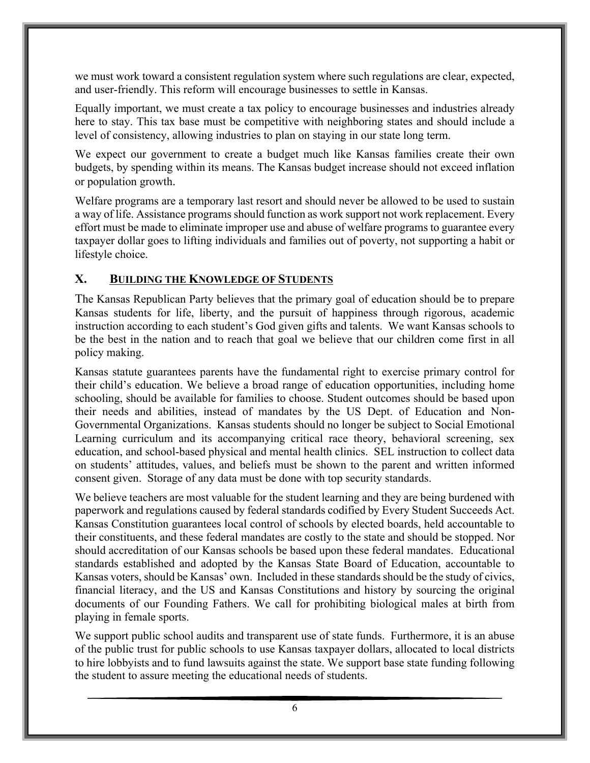we must work toward a consistent regulation system where such regulations are clear, expected, and user-friendly. This reform will encourage businesses to settle in Kansas.

Equally important, we must create a tax policy to encourage businesses and industries already here to stay. This tax base must be competitive with neighboring states and should include a level of consistency, allowing industries to plan on staying in our state long term.

We expect our government to create a budget much like Kansas families create their own budgets, by spending within its means. The Kansas budget increase should not exceed inflation or population growth.

Welfare programs are a temporary last resort and should never be allowed to be used to sustain a way of life. Assistance programs should function as work support not work replacement. Every effort must be made to eliminate improper use and abuse of welfare programs to guarantee every taxpayer dollar goes to lifting individuals and families out of poverty, not supporting a habit or lifestyle choice.

## X. BUILDING THE KNOWLEDGE OF STUDENTS

The Kansas Republican Party believes that the primary goal of education should be to prepare Kansas students for life, liberty, and the pursuit of happiness through rigorous, academic instruction according to each student's God given gifts and talents. We want Kansas schools to be the best in the nation and to reach that goal we believe that our children come first in all policy making.

Kansas statute guarantees parents have the fundamental right to exercise primary control for their child's education. We believe a broad range of education opportunities, including home schooling, should be available for families to choose. Student outcomes should be based upon their needs and abilities, instead of mandates by the US Dept. of Education and Non-Governmental Organizations. Kansas students should no longer be subject to Social Emotional Learning curriculum and its accompanying critical race theory, behavioral screening, sex education, and school-based physical and mental health clinics. SEL instruction to collect data on students' attitudes, values, and beliefs must be shown to the parent and written informed consent given. Storage of any data must be done with top security standards.

We believe teachers are most valuable for the student learning and they are being burdened with paperwork and regulations caused by federal standards codified by Every Student Succeeds Act. Kansas Constitution guarantees local control of schools by elected boards, held accountable to their constituents, and these federal mandates are costly to the state and should be stopped. Nor should accreditation of our Kansas schools be based upon these federal mandates. Educational standards established and adopted by the Kansas State Board of Education, accountable to Kansas voters, should be Kansas' own. Included in these standards should be the study of civics, financial literacy, and the US and Kansas Constitutions and history by sourcing the original documents of our Founding Fathers. We call for prohibiting biological males at birth from playing in female sports.

We support public school audits and transparent use of state funds. Furthermore, it is an abuse of the public trust for public schools to use Kansas taxpayer dollars, allocated to local districts to hire lobbyists and to fund lawsuits against the state. We support base state funding following the student to assure meeting the educational needs of students.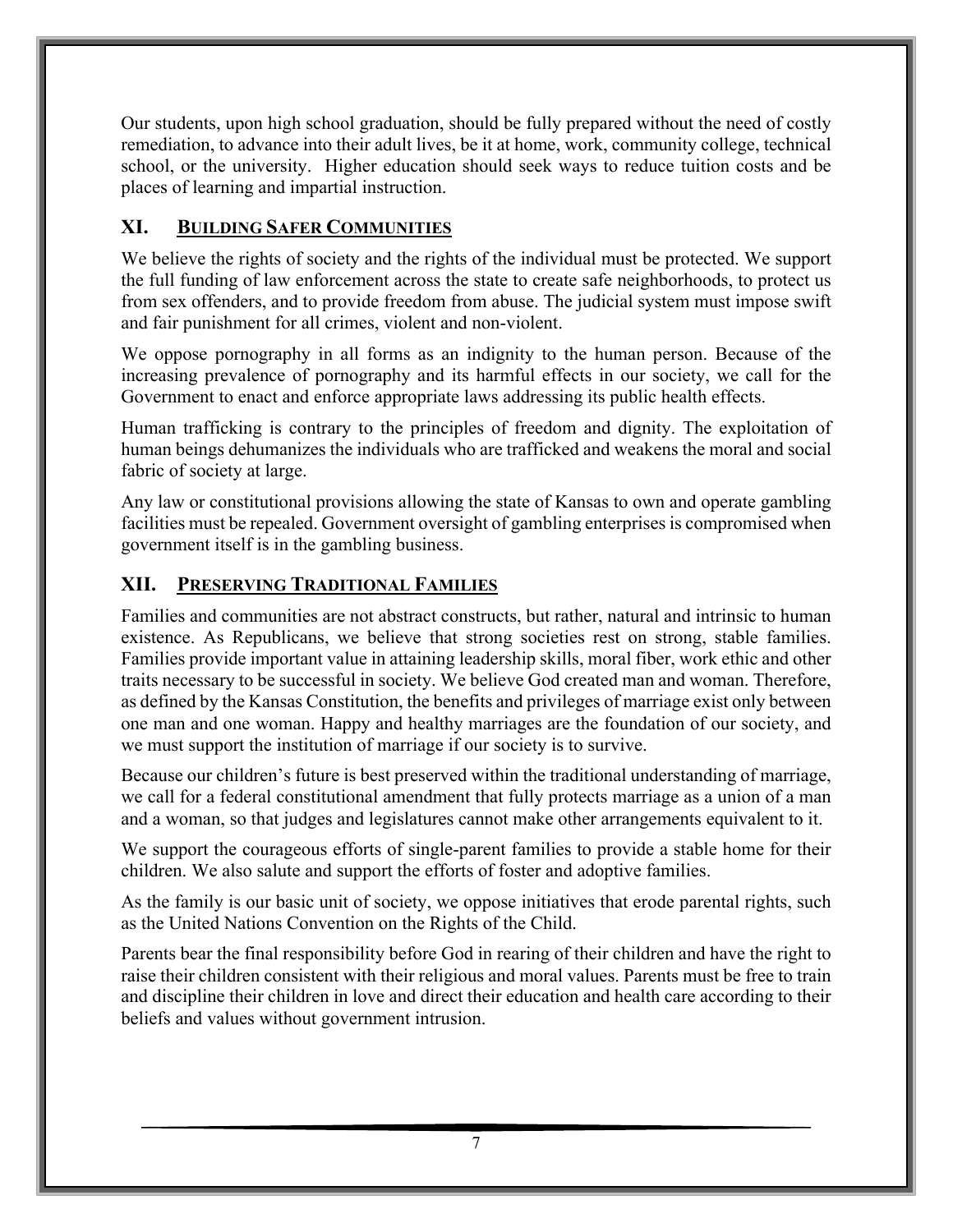Our students, upon high school graduation, should be fully prepared without the need of costly remediation, to advance into their adult lives, be it at home, work, community college, technical school, or the university. Higher education should seek ways to reduce tuition costs and be places of learning and impartial instruction.

## XI. BUILDING SAFER COMMUNITIES

We believe the rights of society and the rights of the individual must be protected. We support the full funding of law enforcement across the state to create safe neighborhoods, to protect us from sex offenders, and to provide freedom from abuse. The judicial system must impose swift and fair punishment for all crimes, violent and non-violent.

We oppose pornography in all forms as an indignity to the human person. Because of the increasing prevalence of pornography and its harmful effects in our society, we call for the Government to enact and enforce appropriate laws addressing its public health effects.

Human trafficking is contrary to the principles of freedom and dignity. The exploitation of human beings dehumanizes the individuals who are trafficked and weakens the moral and social fabric of society at large.

Any law or constitutional provisions allowing the state of Kansas to own and operate gambling facilities must be repealed. Government oversight of gambling enterprises is compromised when government itself is in the gambling business.

## XII. PRESERVING TRADITIONAL FAMILIES

Families and communities are not abstract constructs, but rather, natural and intrinsic to human existence. As Republicans, we believe that strong societies rest on strong, stable families. Families provide important value in attaining leadership skills, moral fiber, work ethic and other traits necessary to be successful in society. We believe God created man and woman. Therefore, as defined by the Kansas Constitution, the benefits and privileges of marriage exist only between one man and one woman. Happy and healthy marriages are the foundation of our society, and we must support the institution of marriage if our society is to survive.

Because our children's future is best preserved within the traditional understanding of marriage, we call for a federal constitutional amendment that fully protects marriage as a union of a man and a woman, so that judges and legislatures cannot make other arrangements equivalent to it.

We support the courageous efforts of single-parent families to provide a stable home for their children. We also salute and support the efforts of foster and adoptive families.

As the family is our basic unit of society, we oppose initiatives that erode parental rights, such as the United Nations Convention on the Rights of the Child.

Parents bear the final responsibility before God in rearing of their children and have the right to raise their children consistent with their religious and moral values. Parents must be free to train and discipline their children in love and direct their education and health care according to their beliefs and values without government intrusion.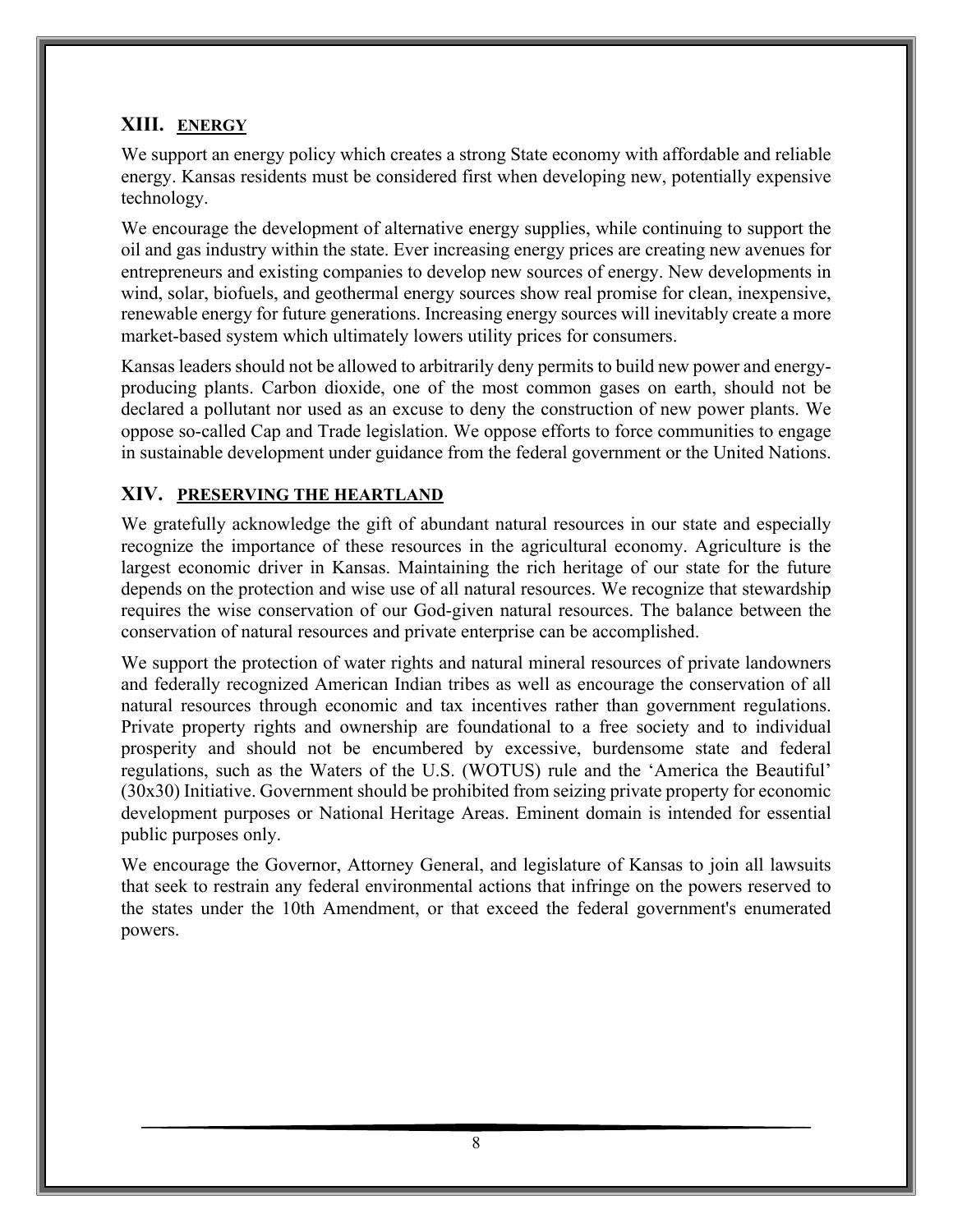## XIII. ENERGY

We support an energy policy which creates a strong State economy with affordable and reliable energy. Kansas residents must be considered first when developing new, potentially expensive technology.

We encourage the development of alternative energy supplies, while continuing to support the oil and gas industry within the state. Ever increasing energy prices are creating new avenues for entrepreneurs and existing companies to develop new sources of energy. New developments in wind, solar, biofuels, and geothermal energy sources show real promise for clean, inexpensive, renewable energy for future generations. Increasing energy sources will inevitably create a more market-based system which ultimately lowers utility prices for consumers.

Kansas leaders should not be allowed to arbitrarily deny permits to build new power and energy-producing plants. Carbon dioxide, one of the most common gases on earth, should not be declared a pollutant nor used as an excuse to deny the construction of new power plants. We oppose so-called Cap and Trade legislation. We oppose efforts to force communities to engage in sustainable development under guidance from the federal government or the United Nations.

## XIV. PRESERVING THE HEARTLAND

We gratefully acknowledge the gift of abundant natural resources in our state and especially recognize the importance of these resources in the agricultural economy. Agriculture is the largest economic driver in Kansas. Maintaining the rich heritage of our state for the future depends on the protection and wise use of all natural resources. We recognize that stewardship requires the wise conservation of our God-given natural resources. The balance between the conservation of natural resources and private enterprise can be accomplished.

We support the protection of water rights and natural mineral resources of private landowners and federally recognized American Indian tribes as well as encourage the conservation of all natural resources through economic and tax incentives rather than government regulations. Private property rights and ownership are foundational to a free society and to individual prosperity and should not be encumbered by excessive, burdensome state and federal regulations, such as the Waters of the U.S. (WOTUS) rule and the 'America the Beautiful' (30x30) Initiative. Government should be prohibited from seizing private property for economic development purposes or National Heritage Areas. Eminent domain is intended for essential public purposes only.

We encourage the Governor, Attorney General, and legislature of Kansas to join all lawsuits that seek to restrain any federal environmental actions that infringe on the powers reserved to the states under the 10th Amendment, or that exceed the federal government's enumerated powers.